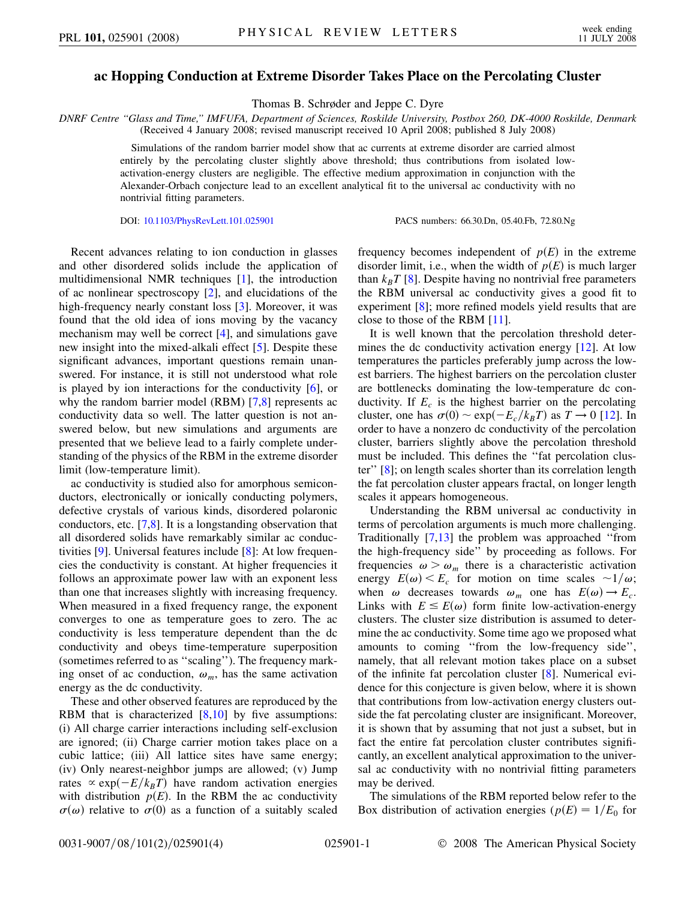# ac Hopping Conduction at Extreme Disorder Takes Place on the Percolating Cluster

Thomas B. Schrøder and Jeppe C. Dyre

*DNRF Centre "Glass and Time," IMFUFA, Department of Sciences, Roskilde University, Postbox 260, DK-4000 Roskilde, Denmark*
(Received 4 January 2008; revised manuscript received 10 April 2008; published 8 July 2008)

Simulations of the random barrier model show that ac currents at extreme disorder are carried almost entirely by the percolating cluster slightly above threshold; thus contributions from isolated low-activation-energy clusters are negligible. The effective medium approximation in conjunction with the Alexander-Orbach conjecture lead to an excellent analytical fit to the universal ac conductivity with no nontrivial fitting parameters.

DOI: 10.1103/PhysRevLett.101.025901

PACS numbers: 66.30.Dn, 05.40.Fb, 72.80.Ng

Recent advances relating to ion conduction in glasses and other disordered solids include the application of multidimensional NMR techniques [1], the introduction of ac nonlinear spectroscopy [2], and elucidations of the high-frequency nearly constant loss [3]. Moreover, it was found that the old idea of ions moving by the vacancy mechanism may well be correct [4], and simulations gave new insight into the mixed-alkali effect [5]. Despite these significant advances, important questions remain unanswered. For instance, it is still not understood what role is played by ion interactions for the conductivity [6], or why the random barrier model (RBM) [7,8] represents ac conductivity data so well. The latter question is not answered below, but new simulations and arguments are presented that we believe lead to a fairly complete understanding of the physics of the RBM in the extreme disorder limit (low-temperature limit).

ac conductivity is studied also for amorphous semiconductors, electronically or ionically conducting polymers, defective crystals of various kinds, disordered polaronic conductors, etc. [7,8]. It is a longstanding observation that all disordered solids have remarkably similar ac conductivities [9]. Universal features include [8]: At low frequencies the conductivity is constant. At higher frequencies it follows an approximate power law with an exponent less than one that increases slightly with increasing frequency. When measured in a fixed frequency range, the exponent converges to one as temperature goes to zero. The ac conductivity is less temperature dependent than the dc conductivity and obeys time-temperature superposition (sometimes referred to as "scaling"). The frequency marking onset of ac conduction, $\omega_m$, has the same activation energy as the dc conductivity.

These and other observed features are reproduced by the RBM that is characterized [8,10] by five assumptions: (i) All charge carrier interactions including self-exclusion are ignored; (ii) Charge carrier motion takes place on a cubic lattice; (iii) All lattice sites have same energy; (iv) Only nearest-neighbor jumps are allowed; (v) Jump rates $\propto \exp(-E/k_BT)$ have random activation energies with distribution $p(E)$. In the RBM the ac conductivity $\sigma(\omega)$ relative to $\sigma(0)$ as a function of a suitably scaled frequency becomes independent of $p(E)$ in the extreme disorder limit, i.e., when the width of $p(E)$ is much larger than $k_BT$ [8]. Despite having no nontrivial free parameters the RBM universal ac conductivity gives a good fit to experiment [8]; more refined models yield results that are close to those of the RBM [11].

It is well known that the percolation threshold determines the dc conductivity activation energy [12]. At low temperatures the particles preferably jump across the lowest barriers. The highest barriers on the percolation cluster are bottlenecks dominating the low-temperature dc conductivity. If $E_c$ is the highest barrier on the percolating cluster, one has $\sigma(0) \sim \exp(-E_c/k_BT)$ as $T \to 0$ [12]. In order to have a nonzero dc conductivity of the percolation cluster, barriers slightly above the percolation threshold must be included. This defines the "fat percolation cluster" [8]; on length scales shorter than its correlation length the fat percolation cluster appears fractal, on longer length scales it appears homogeneous.

Understanding the RBM universal ac conductivity in terms of percolation arguments is much more challenging. Traditionally [7,13] the problem was approached "from the high-frequency side" by proceeding as follows. For frequencies $\omega > \omega_m$ there is a characteristic activation energy $E(\omega) < E_c$ for motion on time scales $\sim 1/\omega$; when $\omega$ decreases towards $\omega_m$ one has $E(\omega) \to E_c$. Links with $E \le E(\omega)$ form finite low-activation-energy clusters. The cluster size distribution is assumed to determine the ac conductivity. Some time ago we proposed what amounts to coming "from the low-frequency side", namely, that all relevant motion takes place on a subset of the infinite fat percolation cluster [8]. Numerical evidence for this conjecture is given below, where it is shown that contributions from low-activation energy clusters outside the fat percolating cluster are insignificant. Moreover, it is shown that by assuming that not just a subset, but in fact the entire fat percolation cluster contributes significantly, an excellent analytical approximation to the universal ac conductivity with no nontrivial fitting parameters may be derived.

The simulations of the RBM reported below refer to the Box distribution of activation energies ($p(E) = 1/E_0$ for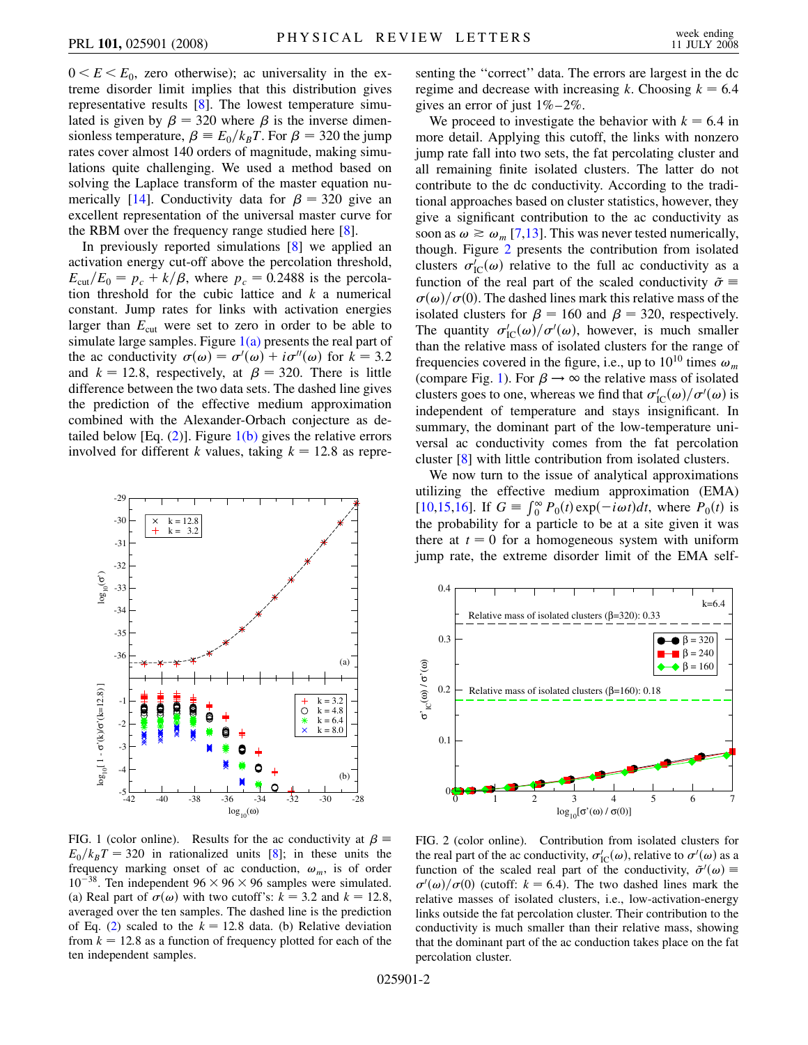$0 < E < E_0$, zero otherwise); ac universality in the extreme disorder limit implies that this distribution gives representative results [8]. The lowest temperature simulated is given by $\beta = 320$ where $\beta$ is the inverse dimensionless temperature, $\beta \equiv E_0/k_BT$. For $\beta = 320$ the jump rates cover almost 140 orders of magnitude, making simulations quite challenging. We used a method based on solving the Laplace transform of the master equation numerically [14]. Conductivity data for $\beta = 320$ give an excellent representation of the universal master curve for the RBM over the frequency range studied here [8].

In previously reported simulations [8] we applied an activation energy cut-off above the percolation threshold, $E_{\rm cut}/E_0 = p_c + k/\beta$, where $p_c = 0.2488$ is the percolation threshold for the cubic lattice and $k$ a numerical constant. Jump rates for links with activation energies larger than $E_{\rm cut}$ were set to zero in order to be able to simulate large samples. Figure 1(a) presents the real part of the ac conductivity $\sigma(\omega) = \sigma'(\omega) + i\sigma''(\omega)$ for $k = 3.2$ and $k = 12.8$, respectively, at $\beta = 320$. There is little difference between the two data sets. The dashed line gives the prediction of the effective medium approximation combined with the Alexander-Orbach conjecture as detailed below [Eq. (2)]. Figure 1(b) gives the relative errors involved for different $k$ values, taking $k = 12.8$ as representing the "correct" data. The errors are largest in the dc regime and decrease with increasing $k$. Choosing $k = 6.4$ gives an error of just 1%–2%.

FIG. 1 (color online). Results for the ac conductivity at $\beta \equiv E_0/k_BT = 320$ in rationalized units [8]; in these units the frequency marking onset of ac conduction, $\omega_m$, is of order $10^{-38}$. Ten independent $96 \times 96 \times 96$ samples were simulated. (a) Real part of $\sigma(\omega)$ with two cutoff's: $k = 3.2$ and $k = 12.8$, averaged over the ten samples. The dashed line is the prediction of Eq. (2) scaled to the $k = 12.8$ data. (b) Relative deviation from $k = 12.8$ as a function of frequency plotted for each of the ten independent samples.

We proceed to investigate the behavior with $k = 6.4$ in more detail. Applying this cutoff, the links with nonzero jump rate fall into two sets, the fat percolating cluster and all remaining finite isolated clusters. The latter do not contribute to the dc conductivity. According to the traditional approaches based on cluster statistics, however, they give a significant contribution to the ac conductivity as soon as $\omega \gtrsim \omega_m$ [7,13]. This was never tested numerically, though. Figure 2 presents the contribution from isolated clusters $\sigma'_{\rm IC}(\omega)$ relative to the full ac conductivity as a function of the real part of the scaled conductivity $\tilde{\sigma} \equiv \sigma(\omega)/\sigma(0)$. The dashed lines mark this relative mass of the isolated clusters for $\beta = 160$ and $\beta = 320$, respectively. The quantity $\sigma'_{\rm IC}(\omega)/\sigma'(\omega)$, however, is much smaller than the relative mass of isolated clusters for the range of frequencies covered in the figure, i.e., up to $10^{10}$ times $\omega_m$ (compare Fig. 1). For $\beta \to \infty$ the relative mass of isolated clusters goes to one, whereas we find that $\sigma'_{\rm IC}(\omega)/\sigma'(\omega)$ is independent of temperature and stays insignificant. In summary, the dominant part of the low-temperature universal ac conductivity comes from the fat percolation cluster [8] with little contribution from isolated clusters.

FIG. 2 (color online). Contribution from isolated clusters for the real part of the ac conductivity, $\sigma'_{\rm IC}(\omega)$, relative to $\sigma'(\omega)$ as a function of the scaled real part of the conductivity, $\tilde{\sigma}'(\omega) \equiv \sigma'(\omega)/\sigma(0)$ (cutoff: $k = 6.4$). The two dashed lines mark the relative masses of isolated clusters, i.e., low-activation-energy links outside the fat percolation cluster. Their contribution to the conductivity is much smaller than their relative mass, showing that the dominant part of the ac conduction takes place on the fat percolation cluster.

We now turn to the issue of analytical approximations utilizing the effective medium approximation (EMA) [10,15,16]. If $G \equiv \int_0^\infty P_0(t)\exp(-i\omega t)dt$, where $P_0(t)$ is the probability for a particle to be at a site given it was there at $t = 0$ for a homogeneous system with uniform jump rate, the extreme disorder limit of the EMA self-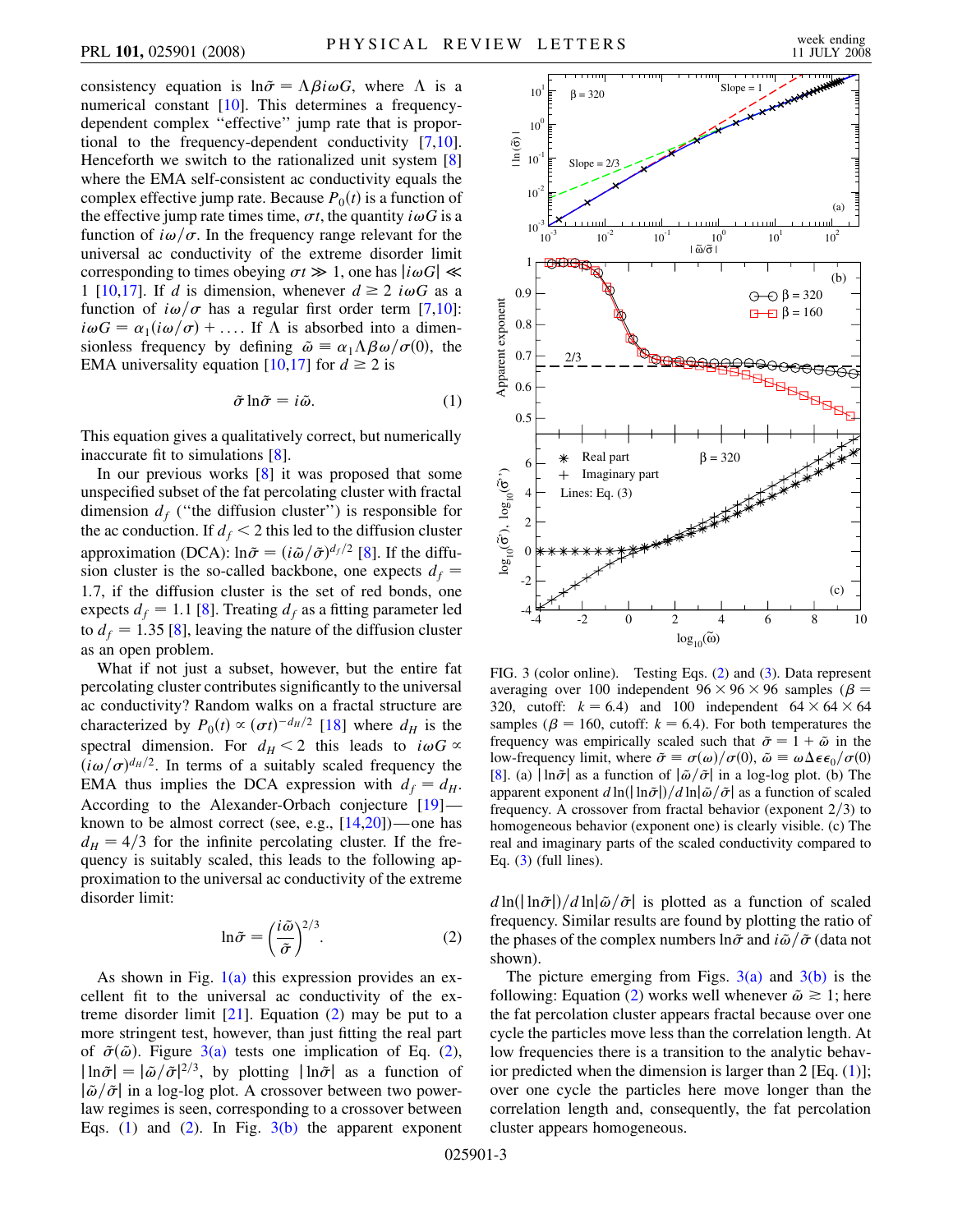consistency equation is $\ln\tilde{\sigma} = \Lambda\beta i\omega G$, where $\Lambda$ is a numerical constant [10]. This determines a frequency-dependent complex "effective" jump rate that is proportional to the frequency-dependent conductivity [7,10]. Henceforth we switch to the rationalized unit system [8] where the EMA self-consistent ac conductivity equals the complex effective jump rate. Because $P_0(t)$ is a function of the effective jump rate times time, $\sigma t$, the quantity $i\omega G$ is a function of $i\omega/\sigma$. In the frequency range relevant for the universal ac conductivity of the extreme disorder limit corresponding to times obeying $\sigma t \gg 1$, one has $|i\omega G| \ll 1$ [10,17]. If $d$ is dimension, whenever $d \geq 2$ $i\omega G$ as a function of $i\omega/\sigma$ has a regular first order term [7,10]: $i\omega G = \alpha_1(i\omega/\sigma) + \ldots$. If $\Lambda$ is absorbed into a dimensionless frequency by defining $\tilde{\omega} \equiv \alpha_1\Lambda\beta\omega/\sigma(0)$, the EMA universality equation [10,17] for $d \geq 2$ is

$$\tilde{\sigma}\ln\tilde{\sigma} = i\tilde{\omega}. \tag{1}$$

This equation gives a qualitatively correct, but numerically inaccurate fit to simulations [8].

In our previous works [8] it was proposed that some unspecified subset of the fat percolating cluster with fractal dimension $d_f$ ("the diffusion cluster") is responsible for the ac conduction. If $d_f < 2$ this led to the diffusion cluster approximation (DCA): $\ln\tilde{\sigma} = (i\tilde{\omega}/\tilde{\sigma})^{d_f/2}$ [8]. If the diffusion cluster is the so-called backbone, one expects $d_f = 1.7$, if the diffusion cluster is the set of red bonds, one expects $d_f = 1.1$ [8]. Treating $d_f$ as a fitting parameter led to $d_f = 1.35$ [8], leaving the nature of the diffusion cluster as an open problem.

What if not just a subset, however, but the entire fat percolating cluster contributes significantly to the universal ac conductivity? Random walks on a fractal structure are characterized by $P_0(t) \propto (\sigma t)^{-d_H/2}$ [18] where $d_H$ is the spectral dimension. For $d_H < 2$ this leads to $i\omega G \propto (i\omega/\sigma)^{d_H/2}$. In terms of a suitably scaled frequency the EMA thus implies the DCA expression with $d_f = d_H$. According to the Alexander-Orbach conjecture [19]—known to be almost correct (see, e.g., [14,20])—one has $d_H = 4/3$ for the infinite percolating cluster. If the frequency is suitably scaled, this leads to the following approximation to the universal ac conductivity of the extreme disorder limit:

$$\ln\tilde{\sigma} = \left(\frac{i\tilde{\omega}}{\tilde{\sigma}}\right)^{2/3}. \tag{2}$$

As shown in Fig. 1(a) this expression provides an excellent fit to the universal ac conductivity of the extreme disorder limit [21]. Equation (2) may be put to a more stringent test, however, than just fitting the real part of $\tilde{\sigma}(\tilde{\omega})$. Figure 3(a) tests one implication of Eq. (2), $|\ln\tilde{\sigma}| = |\tilde{\omega}/\tilde{\sigma}|^{2/3}$, by plotting $|\ln\tilde{\sigma}|$ as a function of $|\tilde{\omega}/\tilde{\sigma}|$ in a log-log plot. A crossover between two power-law regimes is seen, corresponding to a crossover between Eqs. (1) and (2). In Fig. 3(b) the apparent exponent $d\ln(|\ln\tilde{\sigma}|)/d\ln|\tilde{\omega}/\tilde{\sigma}|$ is plotted as a function of scaled frequency. Similar results are found by plotting the ratio of the phases of the complex numbers $\ln\tilde{\sigma}$ and $i\tilde{\omega}/\tilde{\sigma}$ (data not shown).

FIG. 3 (color online). Testing Eqs. (2) and (3). Data represent averaging over 100 independent $96 \times 96 \times 96$ samples ($\beta = 320$, cutoff: $k = 6.4$) and 100 independent $64 \times 64 \times 64$ samples ($\beta = 160$, cutoff: $k = 6.4$). For both temperatures the frequency was empirically scaled such that $\tilde{\sigma} = 1 + \tilde{\omega}$ in the low-frequency limit, where $\tilde{\sigma} \equiv \sigma(\omega)/\sigma(0)$, $\tilde{\omega} \equiv \omega\Delta\epsilon\epsilon_0/\sigma(0)$ [8]. (a) $|\ln\tilde{\sigma}|$ as a function of $|\tilde{\omega}/\tilde{\sigma}|$ in a log-log plot. (b) The apparent exponent $d\ln(|\ln\tilde{\sigma}|)/d\ln|\tilde{\omega}/\tilde{\sigma}|$ as a function of scaled frequency. A crossover from fractal behavior (exponent 2/3) to homogeneous behavior (exponent one) is clearly visible. (c) The real and imaginary parts of the scaled conductivity compared to Eq. (3) (full lines).

The picture emerging from Figs. 3(a) and 3(b) is the following: Equation (2) works well whenever $\tilde{\omega} \gtrsim 1$; here the fat percolation cluster appears fractal because over one cycle the particles move less than the correlation length. At low frequencies there is a transition to the analytic behavior predicted when the dimension is larger than 2 [Eq. (1)]; over one cycle the particles here move longer than the correlation length and, consequently, the fat percolation cluster appears homogeneous.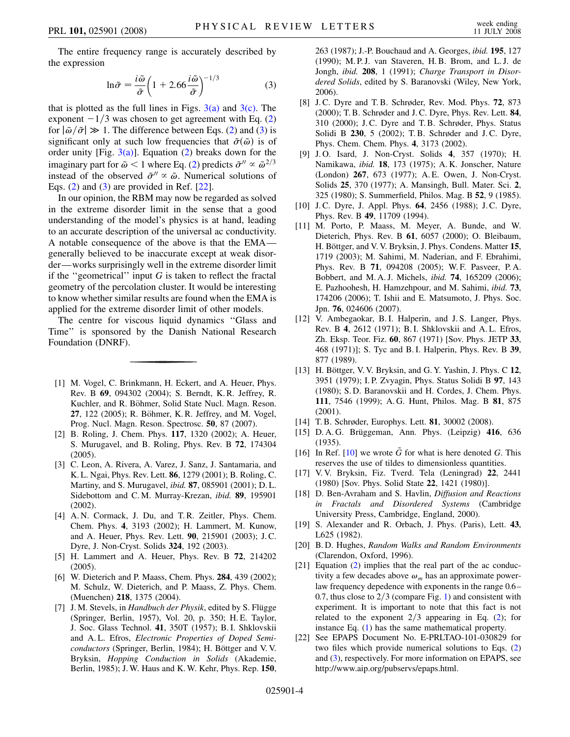The entire frequency range is accurately described by the expression

$$\ln \tilde{\sigma} = \frac{i\tilde{\omega}}{\tilde{\sigma}}\left(1 + 2.66\frac{i\tilde{\omega}}{\tilde{\sigma}}\right)^{-1/3} \quad (3)$$

that is plotted as the full lines in Figs. 3(a) and 3(c). The exponent $-1/3$ was chosen to get agreement with Eq. (2) for $|\tilde{\omega}/\tilde{\sigma}| \gg 1$. The difference between Eqs. (2) and (3) is significant only at such low frequencies that $\tilde{\sigma}(\tilde{\omega})$ is of order unity [Fig. 3(a)]. Equation (2) breaks down for the imaginary part for $\tilde{\omega} < 1$ where Eq. (2) predicts $\tilde{\sigma}'' \propto \tilde{\omega}^{2/3}$ instead of the observed $\tilde{\sigma}'' \propto \tilde{\omega}$. Numerical solutions of Eqs. (2) and (3) are provided in Ref. [22].

In our opinion, the RBM may now be regarded as solved in the extreme disorder limit in the sense that a good understanding of the model's physics is at hand, leading to an accurate description of the universal ac conductivity. A notable consequence of the above is that the EMA—generally believed to be inaccurate except at weak disorder—works surprisingly well in the extreme disorder limit if the "geometrical" input $G$ is taken to reflect the fractal geometry of the percolation cluster. It would be interesting to know whether similar results are found when the EMA is applied for the extreme disorder limit of other models.

The centre for viscous liquid dynamics "Glass and Time" is sponsored by the Danish National Research Foundation (DNRF).

---

[1] M. Vogel, C. Brinkmann, H. Eckert, and A. Heuer, Phys. Rev. B **69**, 094302 (2004); S. Berndt, K. R. Jeffrey, R. Kuchler, and R. Böhmer, Solid State Nucl. Magn. Reson. **27**, 122 (2005); R. Böhmer, K. R. Jeffrey, and M. Vogel, Prog. Nucl. Magn. Reson. Spectrosc. **50**, 87 (2007).

[2] B. Roling, J. Chem. Phys. **117**, 1320 (2002); A. Heuer, S. Murugavel, and B. Roling, Phys. Rev. B **72**, 174304 (2005).

[3] C. Leon, A. Rivera, A. Varez, J. Sanz, J. Santamaria, and K. L. Ngai, Phys. Rev. Lett. **86**, 1279 (2001); B. Roling, C. Martiny, and S. Murugavel, *ibid.* **87**, 085901 (2001); D. L. Sidebottom and C. M. Murray-Krezan, *ibid.* **89**, 195901 (2002).

[4] A. N. Cormack, J. Du, and T. R. Zeitler, Phys. Chem. Chem. Phys. **4**, 3193 (2002); H. Lammert, M. Kunow, and A. Heuer, Phys. Rev. Lett. **90**, 215901 (2003); J. C. Dyre, J. Non-Cryst. Solids **324**, 192 (2003).

[5] H. Lammert and A. Heuer, Phys. Rev. B **72**, 214202 (2005).

[6] W. Dieterich and P. Maass, Chem. Phys. **284**, 439 (2002); M. Schulz, W. Dieterich, and P. Maass, Z. Phys. Chem. (Muenchen) **218**, 1375 (2004).

[7] J. M. Stevels, in *Handbuch der Physik*, edited by S. Flügge (Springer, Berlin, 1957), Vol. 20, p. 350; H. E. Taylor, J. Soc. Glass Technol. **41**, 350T (1957); B. I. Shklovskii and A. L. Efros, *Electronic Properties of Doped Semiconductors* (Springer, Berlin, 1984); H. Böttger and V. V. Bryksin, *Hopping Conduction in Solids* (Akademie, Berlin, 1985); J. W. Haus and K. W. Kehr, Phys. Rep. **150**, 263 (1987); J.-P. Bouchaud and A. Georges, *ibid.* **195**, 127 (1990); M. P. J. van Staveren, H. B. Brom, and L. J. de Jongh, *ibid.* **208**, 1 (1991); *Charge Transport in Disordered Solids*, edited by S. Baranovski (Wiley, New York, 2006).

[8] J. C. Dyre and T. B. Schrøder, Rev. Mod. Phys. **72**, 873 (2000); T. B. Schrøder and J. C. Dyre, Phys. Rev. Lett. **84**, 310 (2000); J. C. Dyre and T. B. Schrøder, Phys. Status Solidi B **230**, 5 (2002); T. B. Schrøder and J. C. Dyre, Phys. Chem. Chem. Phys. **4**, 3173 (2002).

[9] J. O. Isard, J. Non-Cryst. Solids **4**, 357 (1970); H. Namikawa, *ibid.* **18**, 173 (1975); A. K. Jonscher, Nature (London) **267**, 673 (1977); A. E. Owen, J. Non-Cryst. Solids **25**, 370 (1977); A. Mansingh, Bull. Mater. Sci. **2**, 325 (1980); S. Summerfield, Philos. Mag. B **52**, 9 (1985).

[10] J. C. Dyre, J. Appl. Phys. **64**, 2456 (1988); J. C. Dyre, Phys. Rev. B **49**, 11709 (1994).

[11] M. Porto, P. Maass, M. Meyer, A. Bunde, and W. Dieterich, Phys. Rev. B **61**, 6057 (2000); O. Bleibaum, H. Böttger, and V. V. Bryksin, J. Phys. Condens. Matter **15**, 1719 (2003); M. Sahimi, M. Naderian, and F. Ebrahimi, Phys. Rev. B **71**, 094208 (2005); W. F. Pasveer, P. A. Bobbert, and M. A. J. Michels, *ibid.* **74**, 165209 (2006); E. Pazhoohesh, H. Hamzehpour, and M. Sahimi, *ibid.* **73**, 174206 (2006); T. Ishii and E. Matsumoto, J. Phys. Soc. Jpn. **76**, 024606 (2007).

[12] V. Ambegaokar, B. I. Halperin, and J. S. Langer, Phys. Rev. B **4**, 2612 (1971); B. I. Shklovskii and A. L. Efros, Zh. Eksp. Teor. Fiz. **60**, 867 (1971) [Sov. Phys. JETP **33**, 468 (1971)]; S. Tyc and B. I. Halperin, Phys. Rev. B **39**, 877 (1989).

[13] H. Böttger, V. V. Bryksin, and G. Y. Yashin, J. Phys. C **12**, 3951 (1979); I. P. Zvyagin, Phys. Status Solidi B **97**, 143 (1980); S. D. Baranovskii and H. Cordes, J. Chem. Phys. **111**, 7546 (1999); A. G. Hunt, Philos. Mag. B **81**, 875 (2001).

[14] T. B. Schrøder, Europhys. Lett. **81**, 30002 (2008).

[15] D. A. G. Brüggeman, Ann. Phys. (Leipzig) **416**, 636 (1935).

[16] In Ref. [10] we wrote $\tilde{G}$ for what is here denoted $G$. This reserves the use of tildes to dimensionless quantities.

[17] V. V. Bryksin, Fiz. Tverd. Tela (Leningrad) **22**, 2441 (1980) [Sov. Phys. Solid State **22**, 1421 (1980)].

[18] D. Ben-Avraham and S. Havlin, *Diffusion and Reactions in Fractals and Disordered Systems* (Cambridge University Press, Cambridge, England, 2000).

[19] S. Alexander and R. Orbach, J. Phys. (Paris), Lett. **43**, L625 (1982).

[20] B. D. Hughes, *Random Walks and Random Environments* (Clarendon, Oxford, 1996).

[21] Equation (2) implies that the real part of the ac conductivity a few decades above $\omega_m$ has an approximate power-law frequency depedence with exponents in the range 0.6–0.7, thus close to 2/3 (compare Fig. 1) and consistent with experiment. It is important to note that this fact is not related to the exponent 2/3 appearing in Eq. (2); for instance Eq. (1) has the same mathematical property.

[22] See EPAPS Document No. E-PRLTAO-101-030829 for two files which provide numerical solutions to Eqs. (2) and (3), respectively. For more information on EPAPS, see http://www.aip.org/pubservs/epaps.html.